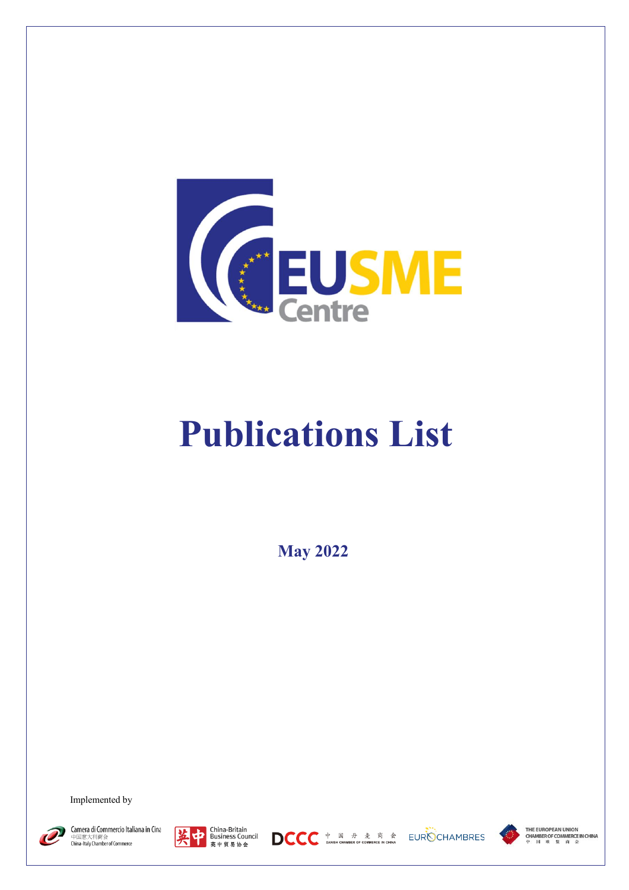EUSME Centre

# Publications List

**May 2022**

Implemented by

Camera di Commercio Italiana in Cina 中国意大利商会 China-Italy Chamber of Commerce

China-Britain Business Council 英中贸易协会

DCCC 中国丹麦商会 DANISH CHAMBER OF COMMERCE IN CHINA

EUROCHAMBRES

THE EUROPEAN UNION CHAMBER OF COMMERCE IN CHINA 中国欧盟商会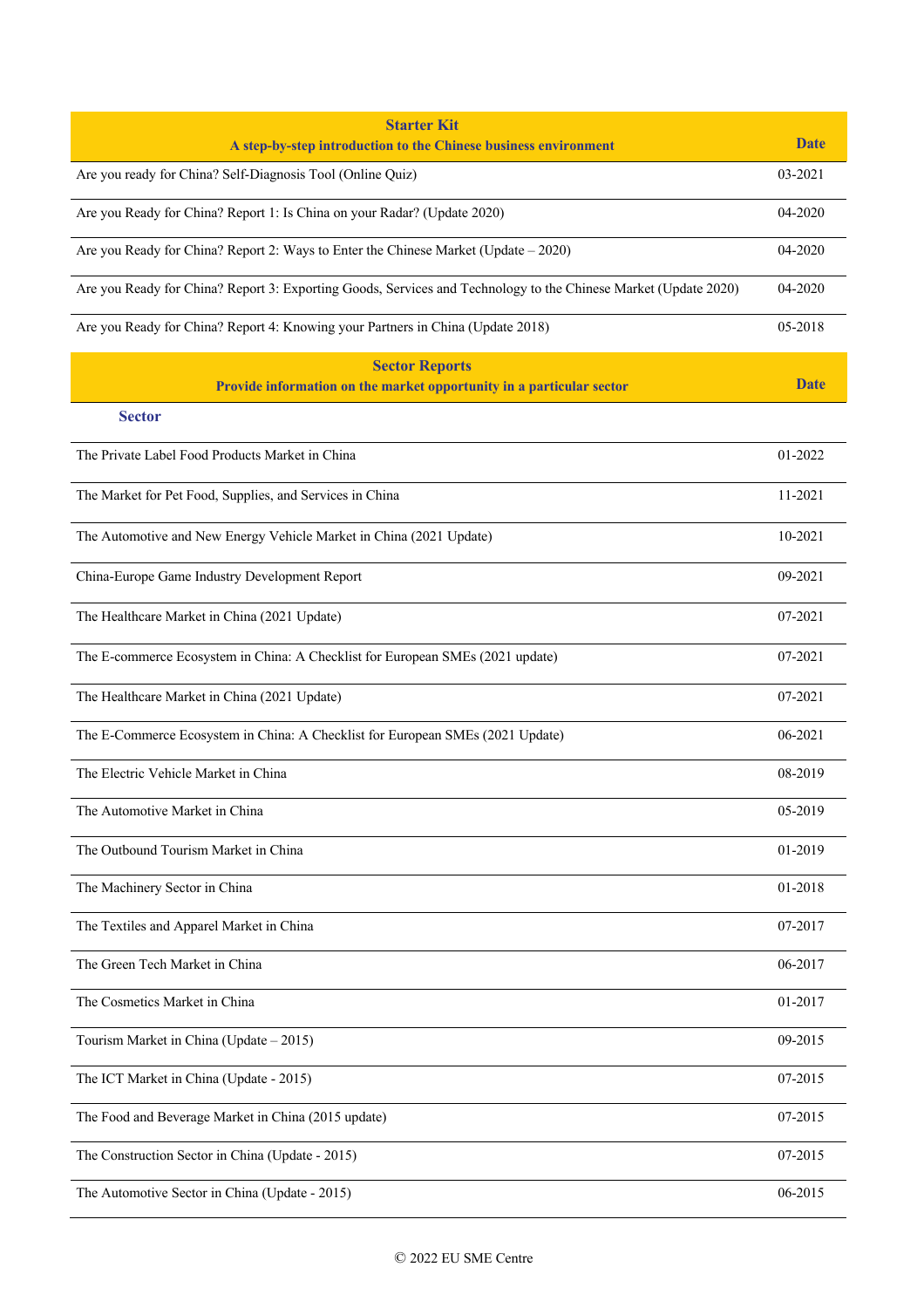| Starter Kit<br>A step-by-step introduction to the Chinese business environment | Date |
|---|---|
| Are you ready for China? Self-Diagnosis Tool (Online Quiz) | 03-2021 |
| Are you Ready for China? Report 1: Is China on your Radar? (Update 2020) | 04-2020 |
| Are you Ready for China? Report 2: Ways to Enter the Chinese Market (Update – 2020) | 04-2020 |
| Are you Ready for China? Report 3: Exporting Goods, Services and Technology to the Chinese Market (Update 2020) | 04-2020 |
| Are you Ready for China? Report 4: Knowing your Partners in China (Update 2018) | 05-2018 |

| Sector Reports<br>Provide information on the market opportunity in a particular sector | Date |
|---|---|
| **Sector** | |
| The Private Label Food Products Market in China | 01-2022 |
| The Market for Pet Food, Supplies, and Services in China | 11-2021 |
| The Automotive and New Energy Vehicle Market in China (2021 Update) | 10-2021 |
| China-Europe Game Industry Development Report | 09-2021 |
| The Healthcare Market in China (2021 Update) | 07-2021 |
| The E-commerce Ecosystem in China: A Checklist for European SMEs (2021 update) | 07-2021 |
| The Healthcare Market in China (2021 Update) | 07-2021 |
| The E-Commerce Ecosystem in China: A Checklist for European SMEs (2021 Update) | 06-2021 |
| The Electric Vehicle Market in China | 08-2019 |
| The Automotive Market in China | 05-2019 |
| The Outbound Tourism Market in China | 01-2019 |
| The Machinery Sector in China | 01-2018 |
| The Textiles and Apparel Market in China | 07-2017 |
| The Green Tech Market in China | 06-2017 |
| The Cosmetics Market in China | 01-2017 |
| Tourism Market in China (Update – 2015) | 09-2015 |
| The ICT Market in China (Update - 2015) | 07-2015 |
| The Food and Beverage Market in China (2015 update) | 07-2015 |
| The Construction Sector in China (Update - 2015) | 07-2015 |
| The Automotive Sector in China (Update - 2015) | 06-2015 |

© 2022 EU SME Centre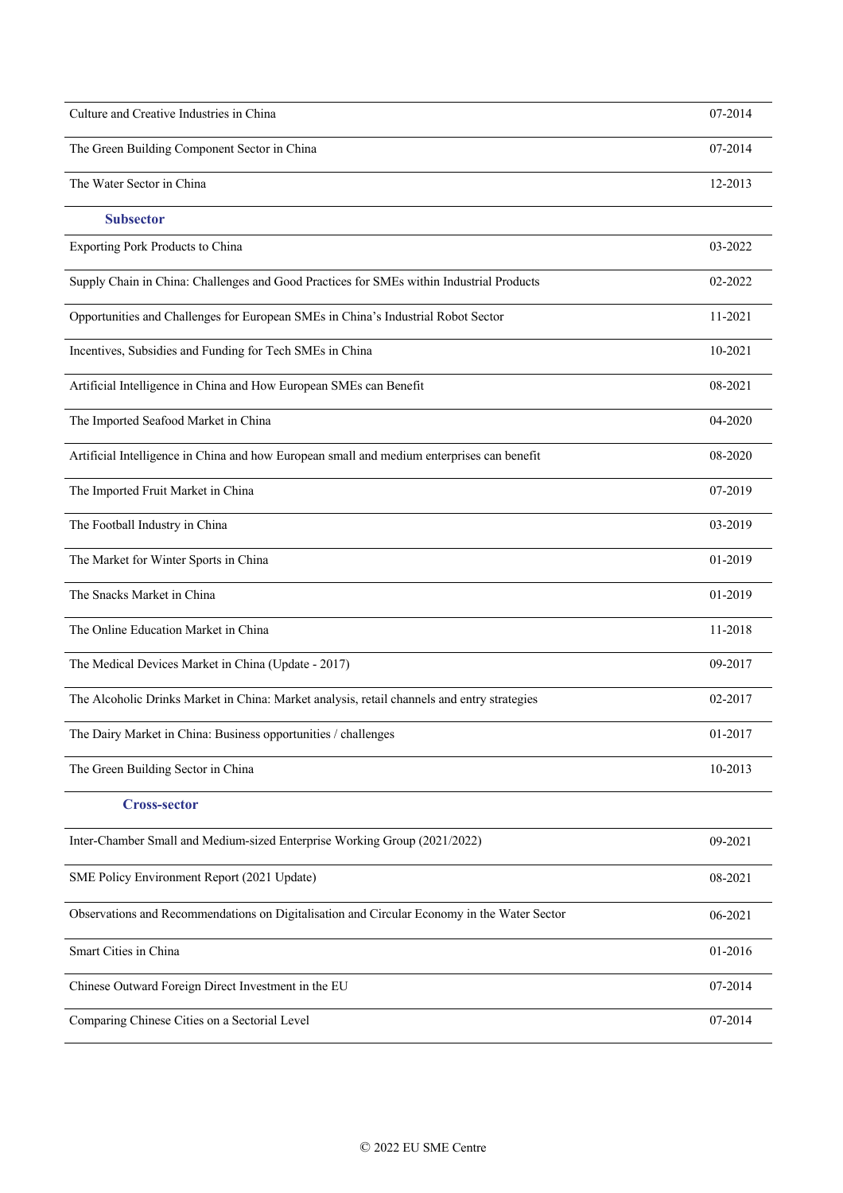| | |
|---|---|
| Culture and Creative Industries in China | 07-2014 |
| The Green Building Component Sector in China | 07-2014 |
| The Water Sector in China | 12-2013 |

### Subsector

| | |
|---|---|
| Exporting Pork Products to China | 03-2022 |
| Supply Chain in China: Challenges and Good Practices for SMEs within Industrial Products | 02-2022 |
| Opportunities and Challenges for European SMEs in China's Industrial Robot Sector | 11-2021 |
| Incentives, Subsidies and Funding for Tech SMEs in China | 10-2021 |
| Artificial Intelligence in China and How European SMEs can Benefit | 08-2021 |
| The Imported Seafood Market in China | 04-2020 |
| Artificial Intelligence in China and how European small and medium enterprises can benefit | 08-2020 |
| The Imported Fruit Market in China | 07-2019 |
| The Football Industry in China | 03-2019 |
| The Market for Winter Sports in China | 01-2019 |
| The Snacks Market in China | 01-2019 |
| The Online Education Market in China | 11-2018 |
| The Medical Devices Market in China (Update - 2017) | 09-2017 |
| The Alcoholic Drinks Market in China: Market analysis, retail channels and entry strategies | 02-2017 |
| The Dairy Market in China: Business opportunities / challenges | 01-2017 |
| The Green Building Sector in China | 10-2013 |

### Cross-sector

| | |
|---|---|
| Inter-Chamber Small and Medium-sized Enterprise Working Group (2021/2022) | 09-2021 |
| SME Policy Environment Report (2021 Update) | 08-2021 |
| Observations and Recommendations on Digitalisation and Circular Economy in the Water Sector | 06-2021 |
| Smart Cities in China | 01-2016 |
| Chinese Outward Foreign Direct Investment in the EU | 07-2014 |
| Comparing Chinese Cities on a Sectorial Level | 07-2014 |

© 2022 EU SME Centre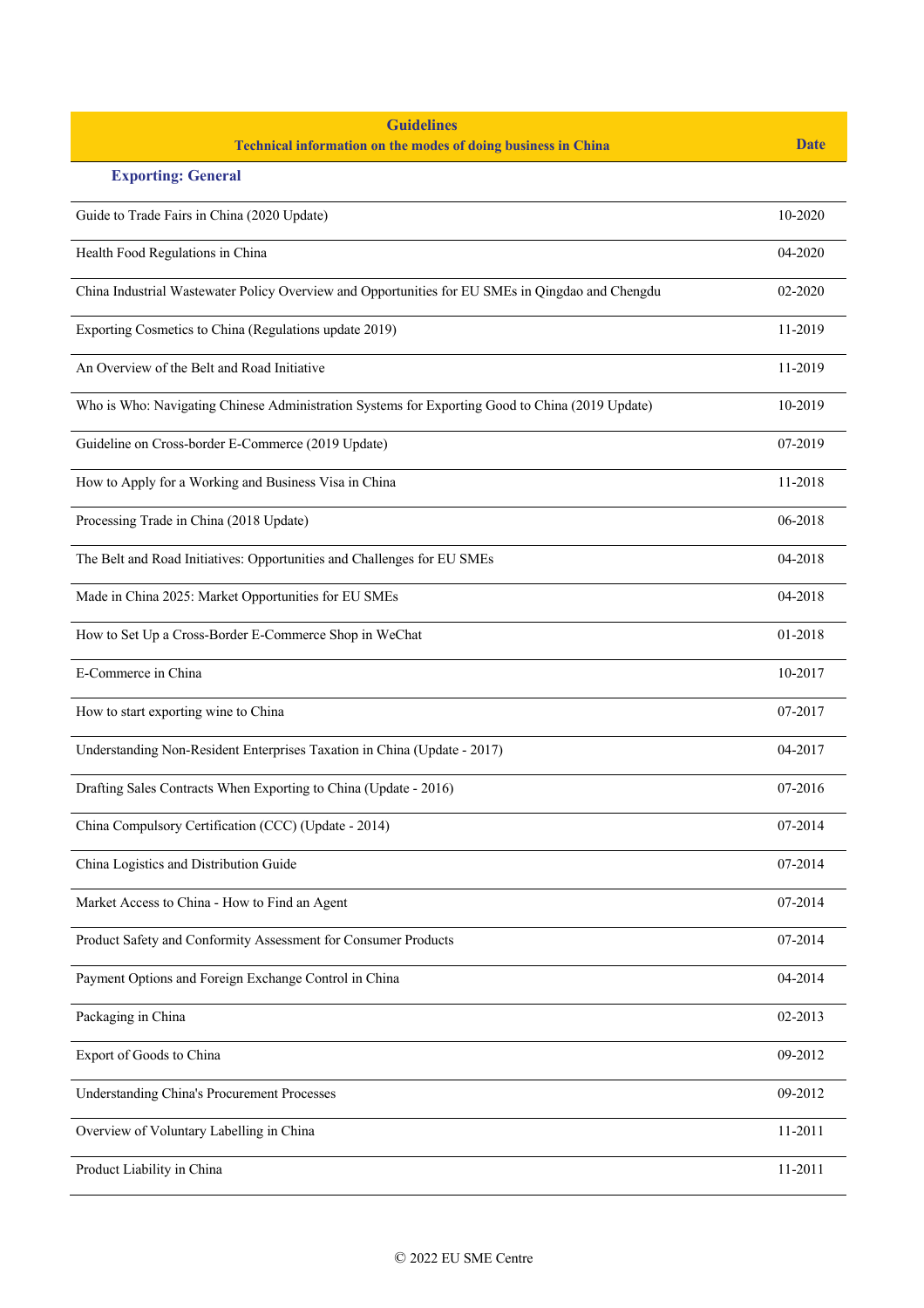| Guidelines<br>Technical information on the modes of doing business in China | Date |
|---|---|
| **Exporting: General** | |
| Guide to Trade Fairs in China (2020 Update) | 10-2020 |
| Health Food Regulations in China | 04-2020 |
| China Industrial Wastewater Policy Overview and Opportunities for EU SMEs in Qingdao and Chengdu | 02-2020 |
| Exporting Cosmetics to China (Regulations update 2019) | 11-2019 |
| An Overview of the Belt and Road Initiative | 11-2019 |
| Who is Who: Navigating Chinese Administration Systems for Exporting Good to China (2019 Update) | 10-2019 |
| Guideline on Cross-border E-Commerce (2019 Update) | 07-2019 |
| How to Apply for a Working and Business Visa in China | 11-2018 |
| Processing Trade in China (2018 Update) | 06-2018 |
| The Belt and Road Initiatives: Opportunities and Challenges for EU SMEs | 04-2018 |
| Made in China 2025: Market Opportunities for EU SMEs | 04-2018 |
| How to Set Up a Cross-Border E-Commerce Shop in WeChat | 01-2018 |
| E-Commerce in China | 10-2017 |
| How to start exporting wine to China | 07-2017 |
| Understanding Non-Resident Enterprises Taxation in China (Update - 2017) | 04-2017 |
| Drafting Sales Contracts When Exporting to China (Update - 2016) | 07-2016 |
| China Compulsory Certification (CCC) (Update - 2014) | 07-2014 |
| China Logistics and Distribution Guide | 07-2014 |
| Market Access to China - How to Find an Agent | 07-2014 |
| Product Safety and Conformity Assessment for Consumer Products | 07-2014 |
| Payment Options and Foreign Exchange Control in China | 04-2014 |
| Packaging in China | 02-2013 |
| Export of Goods to China | 09-2012 |
| Understanding China's Procurement Processes | 09-2012 |
| Overview of Voluntary Labelling in China | 11-2011 |
| Product Liability in China | 11-2011 |

© 2022 EU SME Centre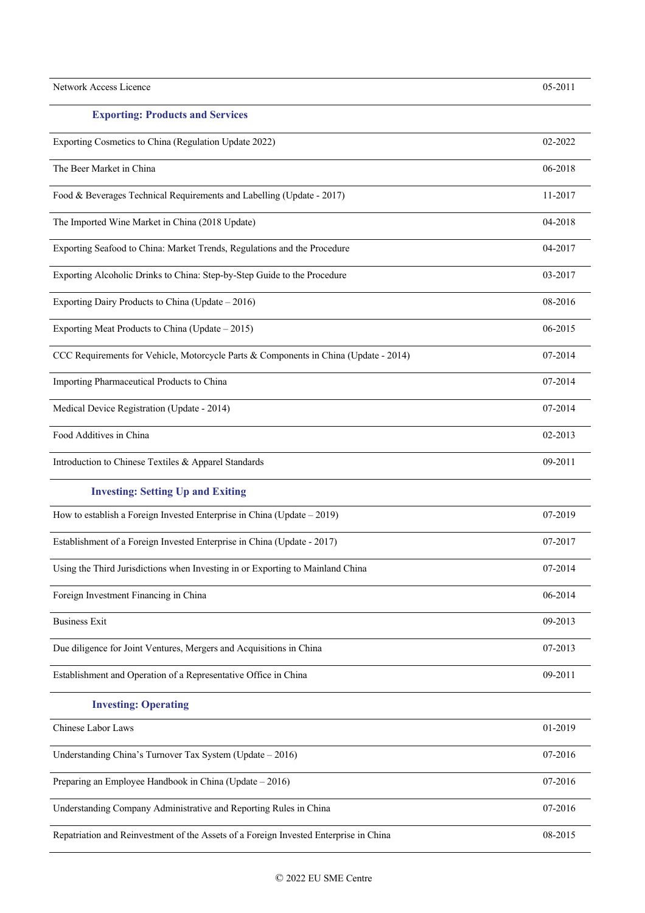| | |
|---|---|
| Network Access Licence | 05-2011 |
| **Exporting: Products and Services** | |
| Exporting Cosmetics to China (Regulation Update 2022) | 02-2022 |
| The Beer Market in China | 06-2018 |
| Food & Beverages Technical Requirements and Labelling (Update - 2017) | 11-2017 |
| The Imported Wine Market in China (2018 Update) | 04-2018 |
| Exporting Seafood to China: Market Trends, Regulations and the Procedure | 04-2017 |
| Exporting Alcoholic Drinks to China: Step-by-Step Guide to the Procedure | 03-2017 |
| Exporting Dairy Products to China (Update – 2016) | 08-2016 |
| Exporting Meat Products to China (Update – 2015) | 06-2015 |
| CCC Requirements for Vehicle, Motorcycle Parts & Components in China (Update - 2014) | 07-2014 |
| Importing Pharmaceutical Products to China | 07-2014 |
| Medical Device Registration (Update - 2014) | 07-2014 |
| Food Additives in China | 02-2013 |
| Introduction to Chinese Textiles & Apparel Standards | 09-2011 |
| **Investing: Setting Up and Exiting** | |
| How to establish a Foreign Invested Enterprise in China (Update – 2019) | 07-2019 |
| Establishment of a Foreign Invested Enterprise in China (Update - 2017) | 07-2017 |
| Using the Third Jurisdictions when Investing in or Exporting to Mainland China | 07-2014 |
| Foreign Investment Financing in China | 06-2014 |
| Business Exit | 09-2013 |
| Due diligence for Joint Ventures, Mergers and Acquisitions in China | 07-2013 |
| Establishment and Operation of a Representative Office in China | 09-2011 |
| **Investing: Operating** | |
| Chinese Labor Laws | 01-2019 |
| Understanding China's Turnover Tax System (Update – 2016) | 07-2016 |
| Preparing an Employee Handbook in China (Update – 2016) | 07-2016 |
| Understanding Company Administrative and Reporting Rules in China | 07-2016 |
| Repatriation and Reinvestment of the Assets of a Foreign Invested Enterprise in China | 08-2015 |

© 2022 EU SME Centre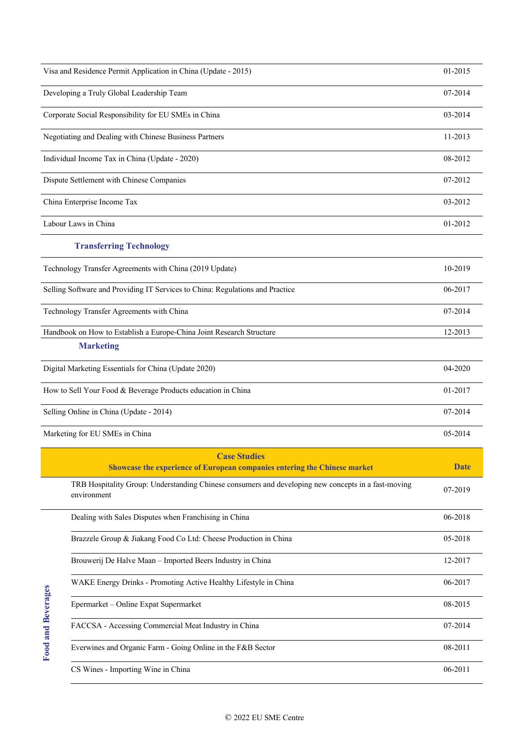| | |
|---|---|
| Visa and Residence Permit Application in China (Update - 2015) | 01-2015 |
| Developing a Truly Global Leadership Team | 07-2014 |
| Corporate Social Responsibility for EU SMEs in China | 03-2014 |
| Negotiating and Dealing with Chinese Business Partners | 11-2013 |
| Individual Income Tax in China (Update - 2020) | 08-2012 |
| Dispute Settlement with Chinese Companies | 07-2012 |
| China Enterprise Income Tax | 03-2012 |
| Labour Laws in China | 01-2012 |
| **Transferring Technology** | |
| Technology Transfer Agreements with China (2019 Update) | 10-2019 |
| Selling Software and Providing IT Services to China: Regulations and Practice | 06-2017 |
| Technology Transfer Agreements with China | 07-2014 |
| Handbook on How to Establish a Europe-China Joint Research Structure | 12-2013 |
| **Marketing** | |
| Digital Marketing Essentials for China (Update 2020) | 04-2020 |
| How to Sell Your Food & Beverage Products education in China | 01-2017 |
| Selling Online in China (Update - 2014) | 07-2014 |
| Marketing for EU SMEs in China | 05-2014 |

| | **Case Studies**<br>**Showcase the experience of European companies entering the Chinese market** | **Date** |
|---|---|---|
| Food and Beverages | TRB Hospitality Group: Understanding Chinese consumers and developing new concepts in a fast-moving environment | 07-2019 |
| | Dealing with Sales Disputes when Franchising in China | 06-2018 |
| | Brazzele Group & Jiakang Food Co Ltd: Cheese Production in China | 05-2018 |
| | Brouwerij De Halve Maan – Imported Beers Industry in China | 12-2017 |
| | WAKE Energy Drinks - Promoting Active Healthy Lifestyle in China | 06-2017 |
| | Epermarket – Online Expat Supermarket | 08-2015 |
| | FACCSA - Accessing Commercial Meat Industry in China | 07-2014 |
| | Everwines and Organic Farm - Going Online in the F&B Sector | 08-2011 |
| | CS Wines - Importing Wine in China | 06-2011 |

© 2022 EU SME Centre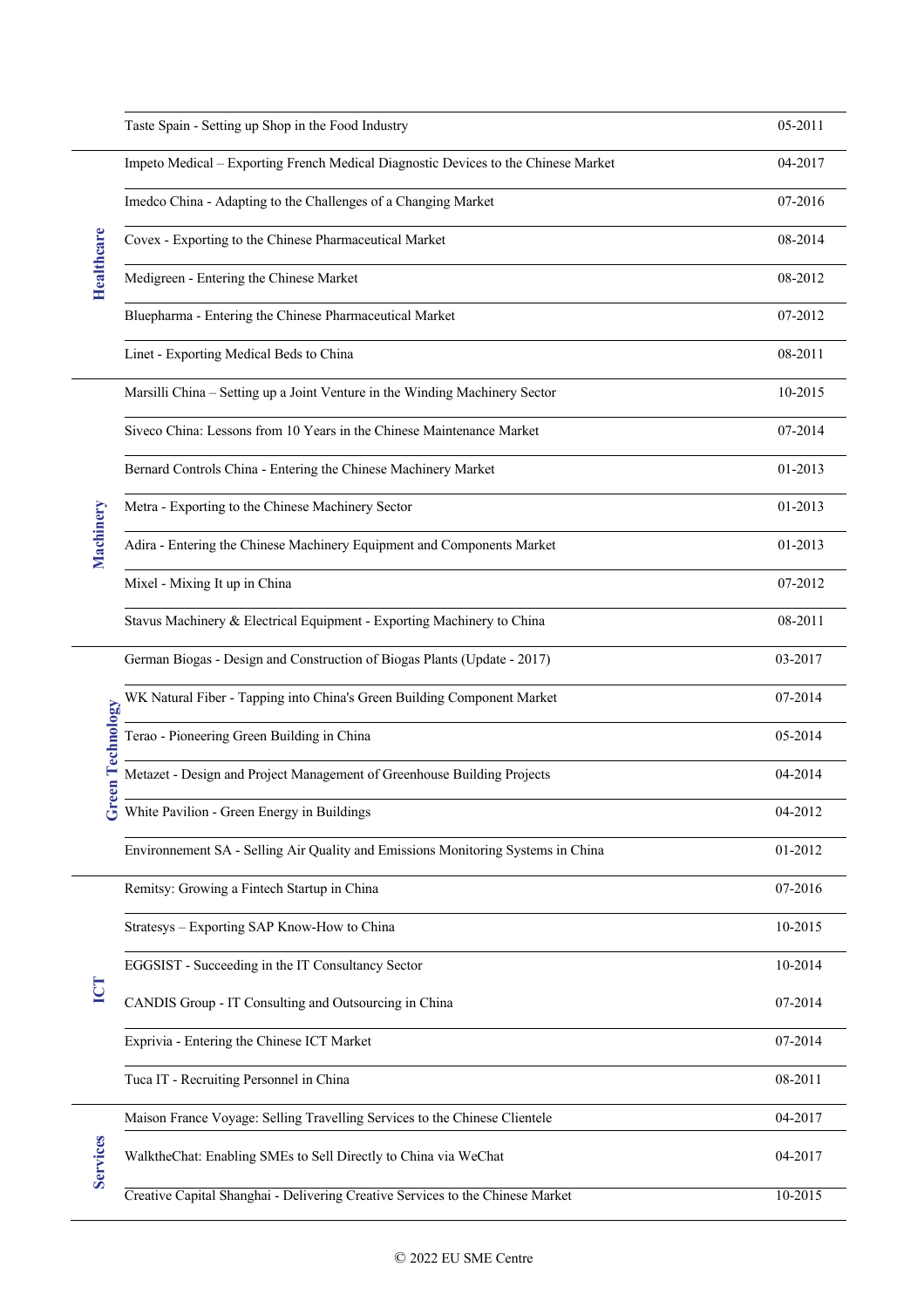| Sector | Case Study | Date |
|---|---|---|
| | Taste Spain - Setting up Shop in the Food Industry | 05-2011 |
| Healthcare | Impeto Medical – Exporting French Medical Diagnostic Devices to the Chinese Market | 04-2017 |
| | Imedco China - Adapting to the Challenges of a Changing Market | 07-2016 |
| | Covex - Exporting to the Chinese Pharmaceutical Market | 08-2014 |
| | Medigreen - Entering the Chinese Market | 08-2012 |
| | Bluepharma - Entering the Chinese Pharmaceutical Market | 07-2012 |
| | Linet - Exporting Medical Beds to China | 08-2011 |
| Machinery | Marsilli China – Setting up a Joint Venture in the Winding Machinery Sector | 10-2015 |
| | Siveco China: Lessons from 10 Years in the Chinese Maintenance Market | 07-2014 |
| | Bernard Controls China - Entering the Chinese Machinery Market | 01-2013 |
| | Metra - Exporting to the Chinese Machinery Sector | 01-2013 |
| | Adira - Entering the Chinese Machinery Equipment and Components Market | 01-2013 |
| | Mixel - Mixing It up in China | 07-2012 |
| | Stavus Machinery & Electrical Equipment - Exporting Machinery to China | 08-2011 |
| Green Technology | German Biogas - Design and Construction of Biogas Plants (Update - 2017) | 03-2017 |
| | WK Natural Fiber - Tapping into China's Green Building Component Market | 07-2014 |
| | Terao - Pioneering Green Building in China | 05-2014 |
| | Metazet - Design and Project Management of Greenhouse Building Projects | 04-2014 |
| | White Pavilion - Green Energy in Buildings | 04-2012 |
| | Environnement SA - Selling Air Quality and Emissions Monitoring Systems in China | 01-2012 |
| ICT | Remitsy: Growing a Fintech Startup in China | 07-2016 |
| | Stratesys – Exporting SAP Know-How to China | 10-2015 |
| | EGGSIST - Succeeding in the IT Consultancy Sector | 10-2014 |
| | CANDIS Group - IT Consulting and Outsourcing in China | 07-2014 |
| | Exprivia - Entering the Chinese ICT Market | 07-2014 |
| | Tuca IT - Recruiting Personnel in China | 08-2011 |
| Services | Maison France Voyage: Selling Travelling Services to the Chinese Clientele | 04-2017 |
| | WalktheChat: Enabling SMEs to Sell Directly to China via WeChat | 04-2017 |
| | Creative Capital Shanghai - Delivering Creative Services to the Chinese Market | 10-2015 |

© 2022 EU SME Centre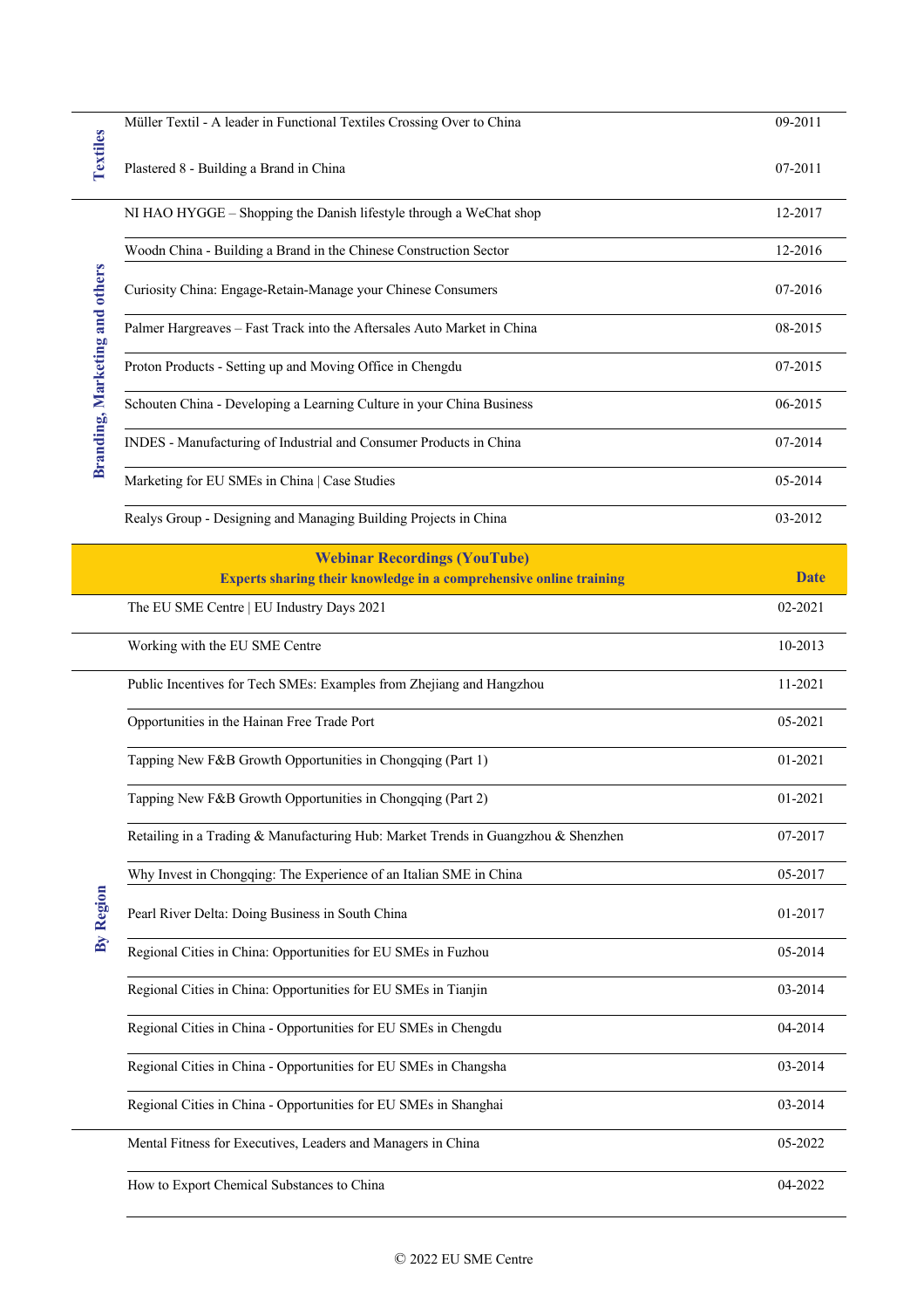| | | |
|---|---|---|
| Textiles | Müller Textil - A leader in Functional Textiles Crossing Over to China | 09-2011 |
| | Plastered 8 - Building a Brand in China | 07-2011 |
| Branding, Marketing and others | NI HAO HYGGE – Shopping the Danish lifestyle through a WeChat shop | 12-2017 |
| | Woodn China - Building a Brand in the Chinese Construction Sector | 12-2016 |
| | Curiosity China: Engage-Retain-Manage your Chinese Consumers | 07-2016 |
| | Palmer Hargreaves – Fast Track into the Aftersales Auto Market in China | 08-2015 |
| | Proton Products - Setting up and Moving Office in Chengdu | 07-2015 |
| | Schouten China - Developing a Learning Culture in your China Business | 06-2015 |
| | INDES - Manufacturing of Industrial and Consumer Products in China | 07-2014 |
| | Marketing for EU SMEs in China \| Case Studies | 05-2014 |
| | Realys Group - Designing and Managing Building Projects in China | 03-2012 |

| | **Webinar Recordings (YouTube)**<br>**Experts sharing their knowledge in a comprehensive online training** | **Date** |
|---|---|---|
| | The EU SME Centre \| EU Industry Days 2021 | 02-2021 |
| | Working with the EU SME Centre | 10-2013 |
| By Region | Public Incentives for Tech SMEs: Examples from Zhejiang and Hangzhou | 11-2021 |
| | Opportunities in the Hainan Free Trade Port | 05-2021 |
| | Tapping New F&B Growth Opportunities in Chongqing (Part 1) | 01-2021 |
| | Tapping New F&B Growth Opportunities in Chongqing (Part 2) | 01-2021 |
| | Retailing in a Trading & Manufacturing Hub: Market Trends in Guangzhou & Shenzhen | 07-2017 |
| | Why Invest in Chongqing: The Experience of an Italian SME in China | 05-2017 |
| | Pearl River Delta: Doing Business in South China | 01-2017 |
| | Regional Cities in China: Opportunities for EU SMEs in Fuzhou | 05-2014 |
| | Regional Cities in China: Opportunities for EU SMEs in Tianjin | 03-2014 |
| | Regional Cities in China - Opportunities for EU SMEs in Chengdu | 04-2014 |
| | Regional Cities in China - Opportunities for EU SMEs in Changsha | 03-2014 |
| | Regional Cities in China - Opportunities for EU SMEs in Shanghai | 03-2014 |
| | Mental Fitness for Executives, Leaders and Managers in China | 05-2022 |
| | How to Export Chemical Substances to China | 04-2022 |

© 2022 EU SME Centre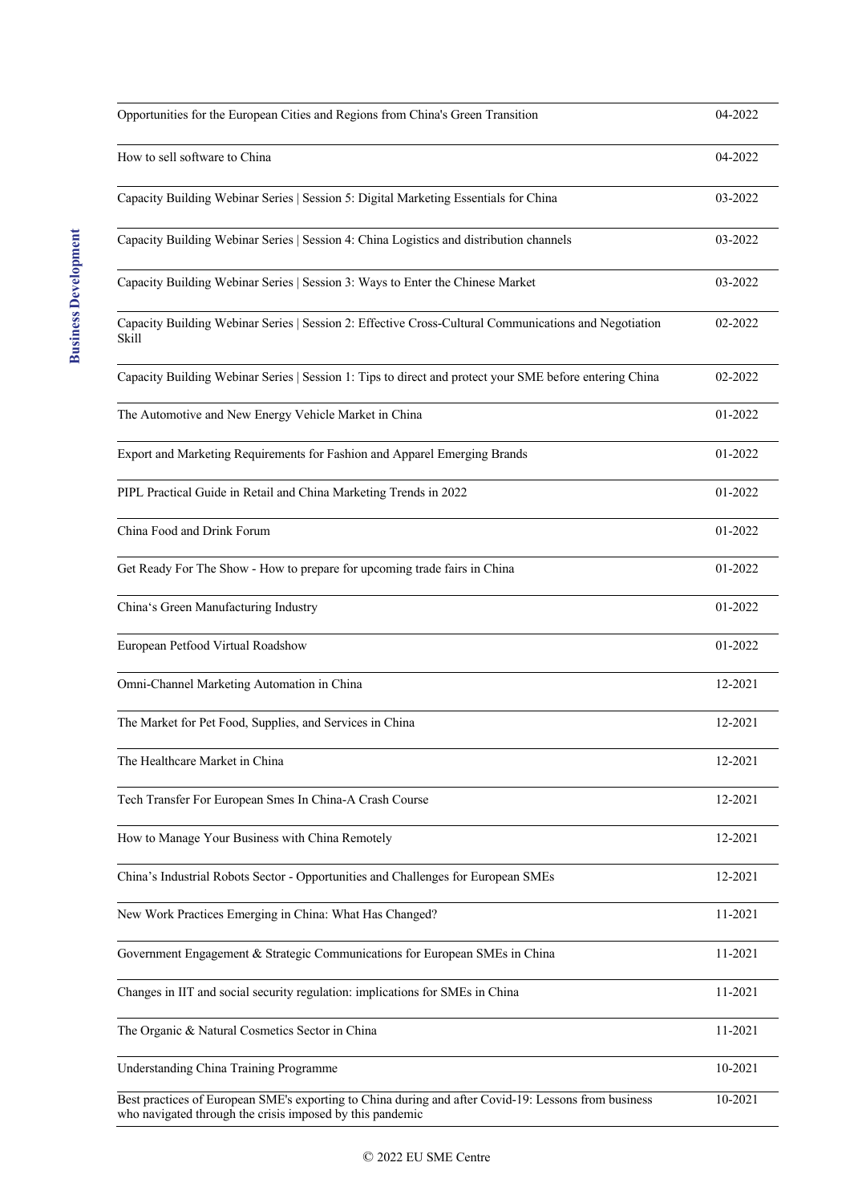| | |
|---|---|
| Opportunities for the European Cities and Regions from China's Green Transition | 04-2022 |
| How to sell software to China | 04-2022 |
| Capacity Building Webinar Series \| Session 5: Digital Marketing Essentials for China | 03-2022 |
| Capacity Building Webinar Series \| Session 4: China Logistics and distribution channels | 03-2022 |
| Capacity Building Webinar Series \| Session 3: Ways to Enter the Chinese Market | 03-2022 |
| Capacity Building Webinar Series \| Session 2: Effective Cross-Cultural Communications and Negotiation Skill | 02-2022 |
| Capacity Building Webinar Series \| Session 1: Tips to direct and protect your SME before entering China | 02-2022 |
| The Automotive and New Energy Vehicle Market in China | 01-2022 |
| Export and Marketing Requirements for Fashion and Apparel Emerging Brands | 01-2022 |
| PIPL Practical Guide in Retail and China Marketing Trends in 2022 | 01-2022 |
| China Food and Drink Forum | 01-2022 |
| Get Ready For The Show - How to prepare for upcoming trade fairs in China | 01-2022 |
| China's Green Manufacturing Industry | 01-2022 |
| European Petfood Virtual Roadshow | 01-2022 |
| Omni-Channel Marketing Automation in China | 12-2021 |
| The Market for Pet Food, Supplies, and Services in China | 12-2021 |
| The Healthcare Market in China | 12-2021 |
| Tech Transfer For European Smes In China-A Crash Course | 12-2021 |
| How to Manage Your Business with China Remotely | 12-2021 |
| China's Industrial Robots Sector - Opportunities and Challenges for European SMEs | 12-2021 |
| New Work Practices Emerging in China: What Has Changed? | 11-2021 |
| Government Engagement & Strategic Communications for European SMEs in China | 11-2021 |
| Changes in IIT and social security regulation: implications for SMEs in China | 11-2021 |
| The Organic & Natural Cosmetics Sector in China | 11-2021 |
| Understanding China Training Programme | 10-2021 |
| Best practices of European SME's exporting to China during and after Covid-19: Lessons from business who navigated through the crisis imposed by this pandemic | 10-2021 |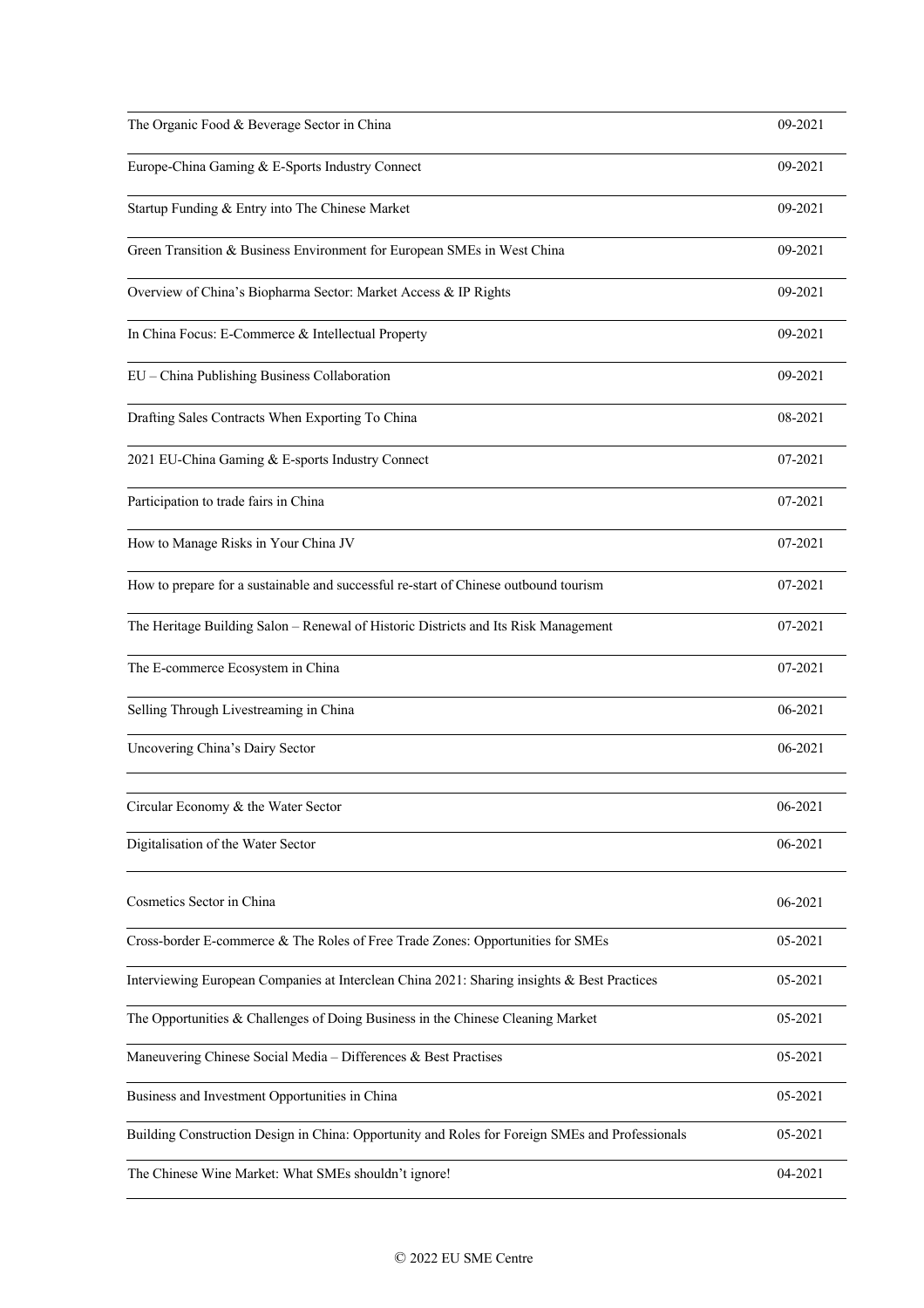| | |
|---|---|
| The Organic Food & Beverage Sector in China | 09-2021 |
| Europe-China Gaming & E-Sports Industry Connect | 09-2021 |
| Startup Funding & Entry into The Chinese Market | 09-2021 |
| Green Transition & Business Environment for European SMEs in West China | 09-2021 |
| Overview of China's Biopharma Sector: Market Access & IP Rights | 09-2021 |
| In China Focus: E-Commerce & Intellectual Property | 09-2021 |
| EU – China Publishing Business Collaboration | 09-2021 |
| Drafting Sales Contracts When Exporting To China | 08-2021 |
| 2021 EU-China Gaming & E-sports Industry Connect | 07-2021 |
| Participation to trade fairs in China | 07-2021 |
| How to Manage Risks in Your China JV | 07-2021 |
| How to prepare for a sustainable and successful re-start of Chinese outbound tourism | 07-2021 |
| The Heritage Building Salon – Renewal of Historic Districts and Its Risk Management | 07-2021 |
| The E-commerce Ecosystem in China | 07-2021 |
| Selling Through Livestreaming in China | 06-2021 |
| Uncovering China's Dairy Sector | 06-2021 |
| Circular Economy & the Water Sector | 06-2021 |
| Digitalisation of the Water Sector | 06-2021 |
| Cosmetics Sector in China | 06-2021 |
| Cross-border E-commerce & The Roles of Free Trade Zones: Opportunities for SMEs | 05-2021 |
| Interviewing European Companies at Interclean China 2021: Sharing insights & Best Practices | 05-2021 |
| The Opportunities & Challenges of Doing Business in the Chinese Cleaning Market | 05-2021 |
| Maneuvering Chinese Social Media – Differences & Best Practises | 05-2021 |
| Business and Investment Opportunities in China | 05-2021 |
| Building Construction Design in China: Opportunity and Roles for Foreign SMEs and Professionals | 05-2021 |
| The Chinese Wine Market: What SMEs shouldn't ignore! | 04-2021 |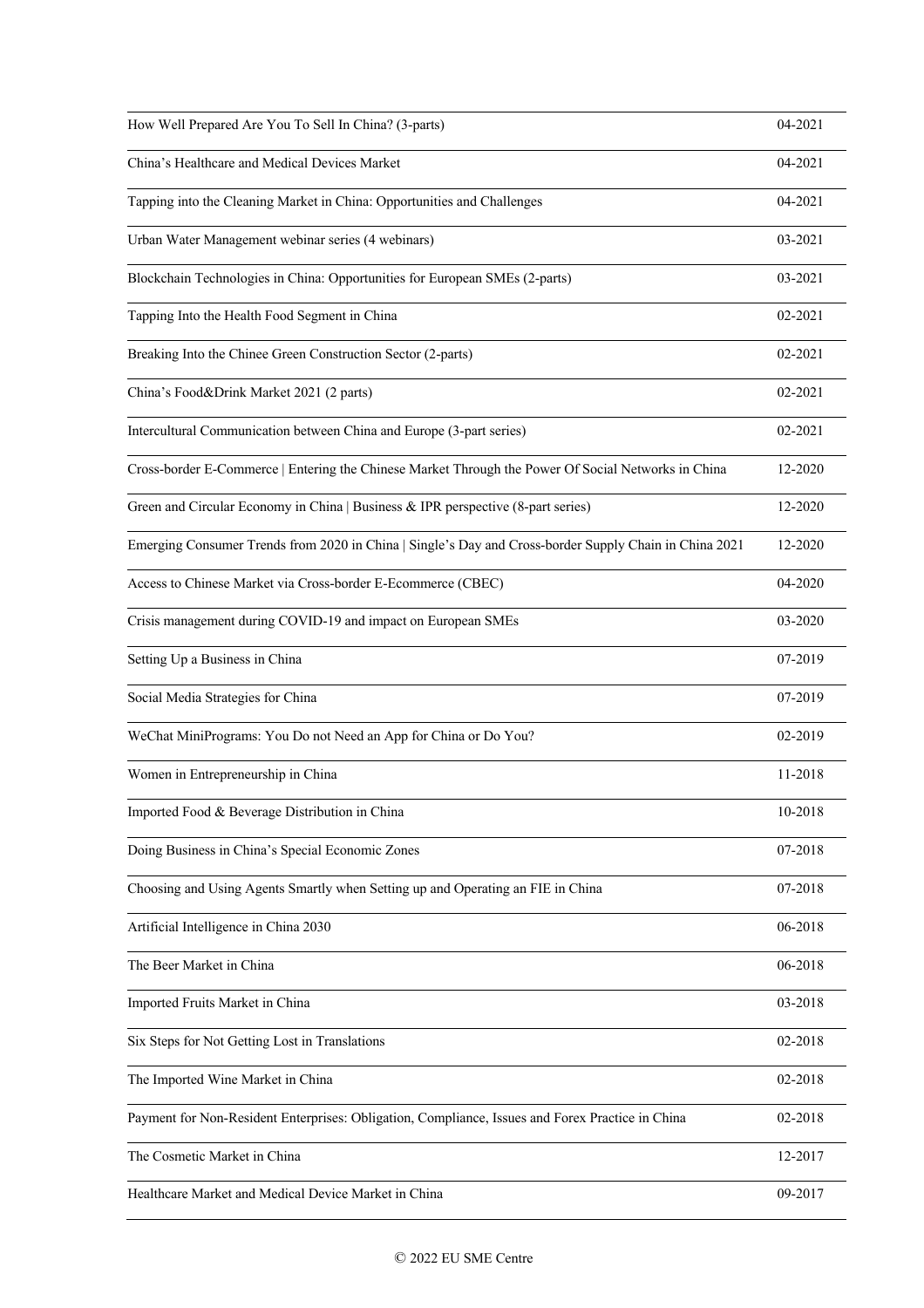| | |
|---|---|
| How Well Prepared Are You To Sell In China? (3-parts) | 04-2021 |
| China's Healthcare and Medical Devices Market | 04-2021 |
| Tapping into the Cleaning Market in China: Opportunities and Challenges | 04-2021 |
| Urban Water Management webinar series (4 webinars) | 03-2021 |
| Blockchain Technologies in China: Opportunities for European SMEs (2-parts) | 03-2021 |
| Tapping Into the Health Food Segment in China | 02-2021 |
| Breaking Into the Chinee Green Construction Sector (2-parts) | 02-2021 |
| China's Food&Drink Market 2021 (2 parts) | 02-2021 |
| Intercultural Communication between China and Europe (3-part series) | 02-2021 |
| Cross-border E-Commerce \| Entering the Chinese Market Through the Power Of Social Networks in China | 12-2020 |
| Green and Circular Economy in China \| Business & IPR perspective (8-part series) | 12-2020 |
| Emerging Consumer Trends from 2020 in China \| Single's Day and Cross-border Supply Chain in China 2021 | 12-2020 |
| Access to Chinese Market via Cross-border E-Ecommerce (CBEC) | 04-2020 |
| Crisis management during COVID-19 and impact on European SMEs | 03-2020 |
| Setting Up a Business in China | 07-2019 |
| Social Media Strategies for China | 07-2019 |
| WeChat MiniPrograms: You Do not Need an App for China or Do You? | 02-2019 |
| Women in Entrepreneurship in China | 11-2018 |
| Imported Food & Beverage Distribution in China | 10-2018 |
| Doing Business in China's Special Economic Zones | 07-2018 |
| Choosing and Using Agents Smartly when Setting up and Operating an FIE in China | 07-2018 |
| Artificial Intelligence in China 2030 | 06-2018 |
| The Beer Market in China | 06-2018 |
| Imported Fruits Market in China | 03-2018 |
| Six Steps for Not Getting Lost in Translations | 02-2018 |
| The Imported Wine Market in China | 02-2018 |
| Payment for Non-Resident Enterprises: Obligation, Compliance, Issues and Forex Practice in China | 02-2018 |
| The Cosmetic Market in China | 12-2017 |
| Healthcare Market and Medical Device Market in China | 09-2017 |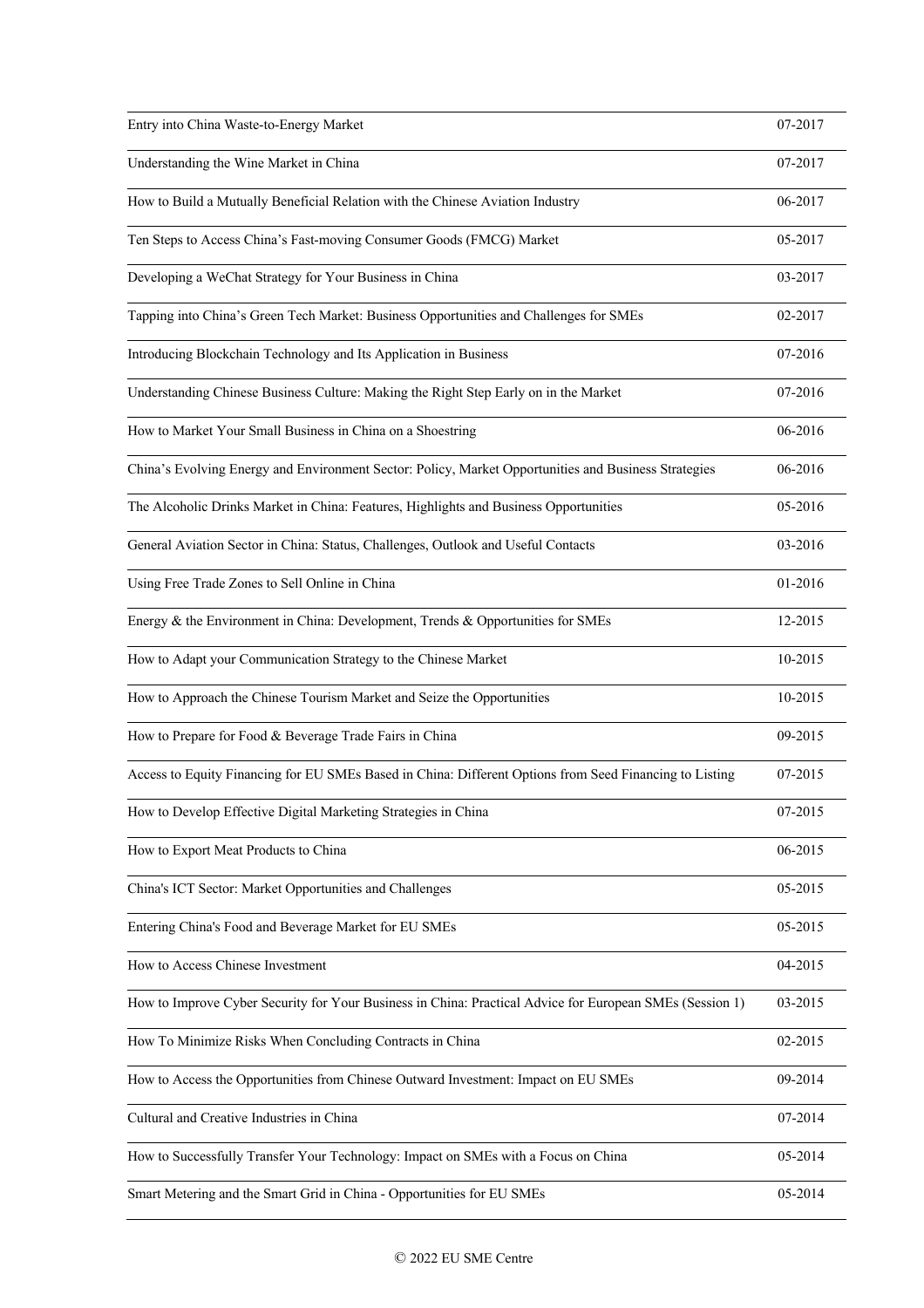| | |
|---|---|
| Entry into China Waste-to-Energy Market | 07-2017 |
| Understanding the Wine Market in China | 07-2017 |
| How to Build a Mutually Beneficial Relation with the Chinese Aviation Industry | 06-2017 |
| Ten Steps to Access China’s Fast-moving Consumer Goods (FMCG) Market | 05-2017 |
| Developing a WeChat Strategy for Your Business in China | 03-2017 |
| Tapping into China’s Green Tech Market: Business Opportunities and Challenges for SMEs | 02-2017 |
| Introducing Blockchain Technology and Its Application in Business | 07-2016 |
| Understanding Chinese Business Culture: Making the Right Step Early on in the Market | 07-2016 |
| How to Market Your Small Business in China on a Shoestring | 06-2016 |
| China’s Evolving Energy and Environment Sector: Policy, Market Opportunities and Business Strategies | 06-2016 |
| The Alcoholic Drinks Market in China: Features, Highlights and Business Opportunities | 05-2016 |
| General Aviation Sector in China: Status, Challenges, Outlook and Useful Contacts | 03-2016 |
| Using Free Trade Zones to Sell Online in China | 01-2016 |
| Energy & the Environment in China: Development, Trends & Opportunities for SMEs | 12-2015 |
| How to Adapt your Communication Strategy to the Chinese Market | 10-2015 |
| How to Approach the Chinese Tourism Market and Seize the Opportunities | 10-2015 |
| How to Prepare for Food & Beverage Trade Fairs in China | 09-2015 |
| Access to Equity Financing for EU SMEs Based in China: Different Options from Seed Financing to Listing | 07-2015 |
| How to Develop Effective Digital Marketing Strategies in China | 07-2015 |
| How to Export Meat Products to China | 06-2015 |
| China's ICT Sector: Market Opportunities and Challenges | 05-2015 |
| Entering China's Food and Beverage Market for EU SMEs | 05-2015 |
| How to Access Chinese Investment | 04-2015 |
| How to Improve Cyber Security for Your Business in China: Practical Advice for European SMEs (Session 1) | 03-2015 |
| How To Minimize Risks When Concluding Contracts in China | 02-2015 |
| How to Access the Opportunities from Chinese Outward Investment: Impact on EU SMEs | 09-2014 |
| Cultural and Creative Industries in China | 07-2014 |
| How to Successfully Transfer Your Technology: Impact on SMEs with a Focus on China | 05-2014 |
| Smart Metering and the Smart Grid in China - Opportunities for EU SMEs | 05-2014 |

© 2022 EU SME Centre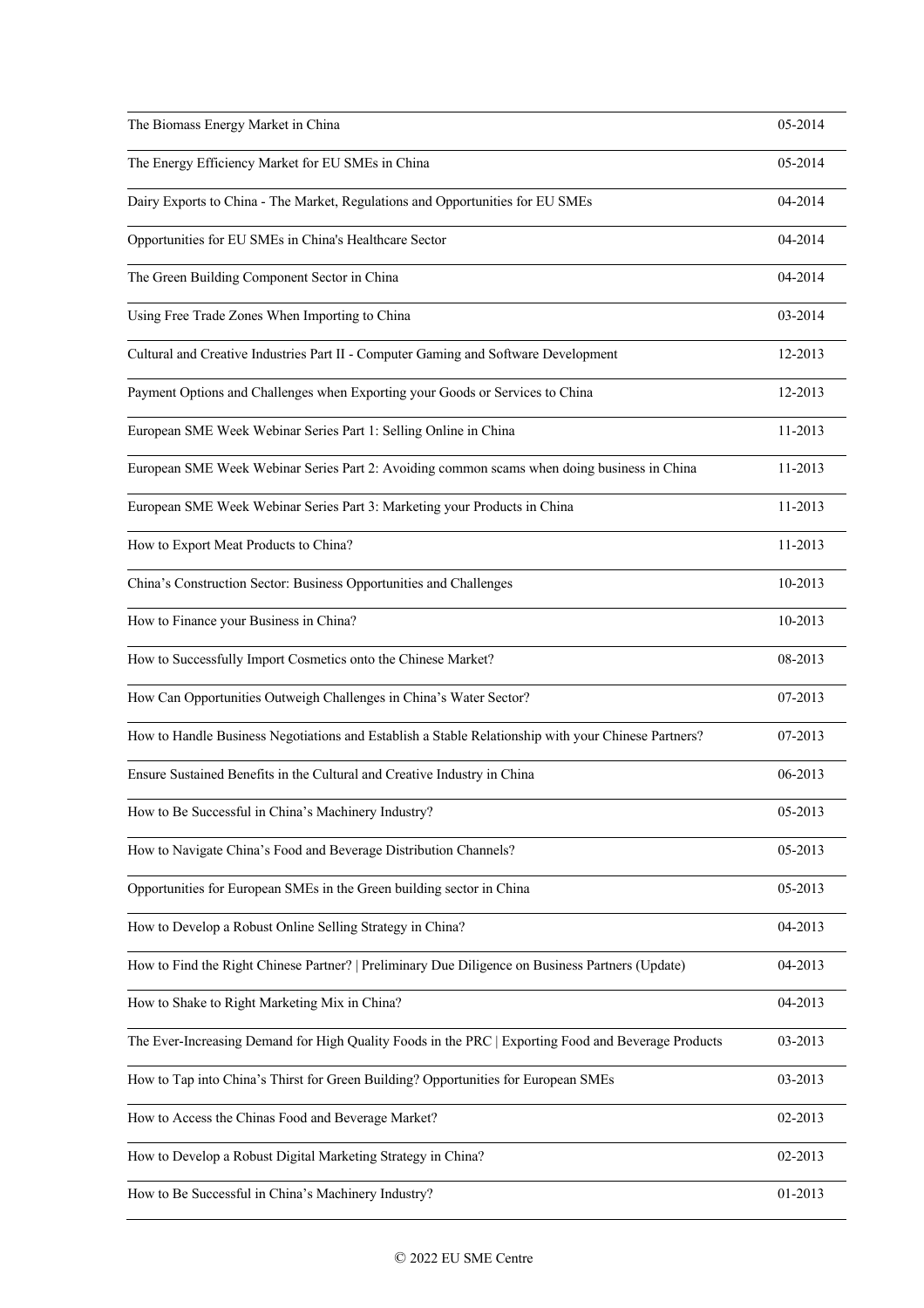| | |
|---|---|
| The Biomass Energy Market in China | 05-2014 |
| The Energy Efficiency Market for EU SMEs in China | 05-2014 |
| Dairy Exports to China - The Market, Regulations and Opportunities for EU SMEs | 04-2014 |
| Opportunities for EU SMEs in China's Healthcare Sector | 04-2014 |
| The Green Building Component Sector in China | 04-2014 |
| Using Free Trade Zones When Importing to China | 03-2014 |
| Cultural and Creative Industries Part II - Computer Gaming and Software Development | 12-2013 |
| Payment Options and Challenges when Exporting your Goods or Services to China | 12-2013 |
| European SME Week Webinar Series Part 1: Selling Online in China | 11-2013 |
| European SME Week Webinar Series Part 2: Avoiding common scams when doing business in China | 11-2013 |
| European SME Week Webinar Series Part 3: Marketing your Products in China | 11-2013 |
| How to Export Meat Products to China? | 11-2013 |
| China's Construction Sector: Business Opportunities and Challenges | 10-2013 |
| How to Finance your Business in China? | 10-2013 |
| How to Successfully Import Cosmetics onto the Chinese Market? | 08-2013 |
| How Can Opportunities Outweigh Challenges in China's Water Sector? | 07-2013 |
| How to Handle Business Negotiations and Establish a Stable Relationship with your Chinese Partners? | 07-2013 |
| Ensure Sustained Benefits in the Cultural and Creative Industry in China | 06-2013 |
| How to Be Successful in China's Machinery Industry? | 05-2013 |
| How to Navigate China's Food and Beverage Distribution Channels? | 05-2013 |
| Opportunities for European SMEs in the Green building sector in China | 05-2013 |
| How to Develop a Robust Online Selling Strategy in China? | 04-2013 |
| How to Find the Right Chinese Partner? \| Preliminary Due Diligence on Business Partners (Update) | 04-2013 |
| How to Shake to Right Marketing Mix in China? | 04-2013 |
| The Ever-Increasing Demand for High Quality Foods in the PRC \| Exporting Food and Beverage Products | 03-2013 |
| How to Tap into China's Thirst for Green Building? Opportunities for European SMEs | 03-2013 |
| How to Access the Chinas Food and Beverage Market? | 02-2013 |
| How to Develop a Robust Digital Marketing Strategy in China? | 02-2013 |
| How to Be Successful in China's Machinery Industry? | 01-2013 |

© 2022 EU SME Centre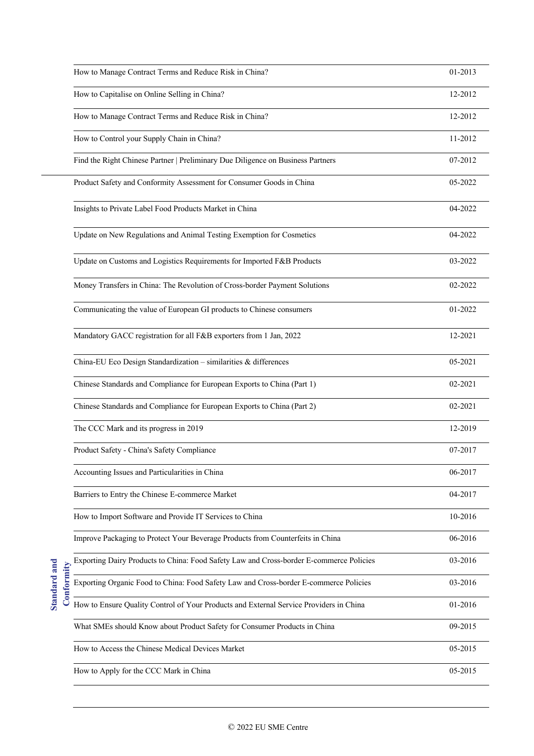| | | |
|---|---|---|
| | How to Manage Contract Terms and Reduce Risk in China? | 01-2013 |
| | How to Capitalise on Online Selling in China? | 12-2012 |
| | How to Manage Contract Terms and Reduce Risk in China? | 12-2012 |
| | How to Control your Supply Chain in China? | 11-2012 |
| | Find the Right Chinese Partner \| Preliminary Due Diligence on Business Partners | 07-2012 |
| Standard and Conformity | Product Safety and Conformity Assessment for Consumer Goods in China | 05-2022 |
| | Insights to Private Label Food Products Market in China | 04-2022 |
| | Update on New Regulations and Animal Testing Exemption for Cosmetics | 04-2022 |
| | Update on Customs and Logistics Requirements for Imported F&B Products | 03-2022 |
| | Money Transfers in China: The Revolution of Cross-border Payment Solutions | 02-2022 |
| | Communicating the value of European GI products to Chinese consumers | 01-2022 |
| | Mandatory GACC registration for all F&B exporters from 1 Jan, 2022 | 12-2021 |
| | China-EU Eco Design Standardization – similarities & differences | 05-2021 |
| | Chinese Standards and Compliance for European Exports to China (Part 1) | 02-2021 |
| | Chinese Standards and Compliance for European Exports to China (Part 2) | 02-2021 |
| | The CCC Mark and its progress in 2019 | 12-2019 |
| | Product Safety - China's Safety Compliance | 07-2017 |
| | Accounting Issues and Particularities in China | 06-2017 |
| | Barriers to Entry the Chinese E-commerce Market | 04-2017 |
| | How to Import Software and Provide IT Services to China | 10-2016 |
| | Improve Packaging to Protect Your Beverage Products from Counterfeits in China | 06-2016 |
| | Exporting Dairy Products to China: Food Safety Law and Cross-border E-commerce Policies | 03-2016 |
| | Exporting Organic Food to China: Food Safety Law and Cross-border E-commerce Policies | 03-2016 |
| | How to Ensure Quality Control of Your Products and External Service Providers in China | 01-2016 |
| | What SMEs should Know about Product Safety for Consumer Products in China | 09-2015 |
| | How to Access the Chinese Medical Devices Market | 05-2015 |
| | How to Apply for the CCC Mark in China | 05-2015 |

© 2022 EU SME Centre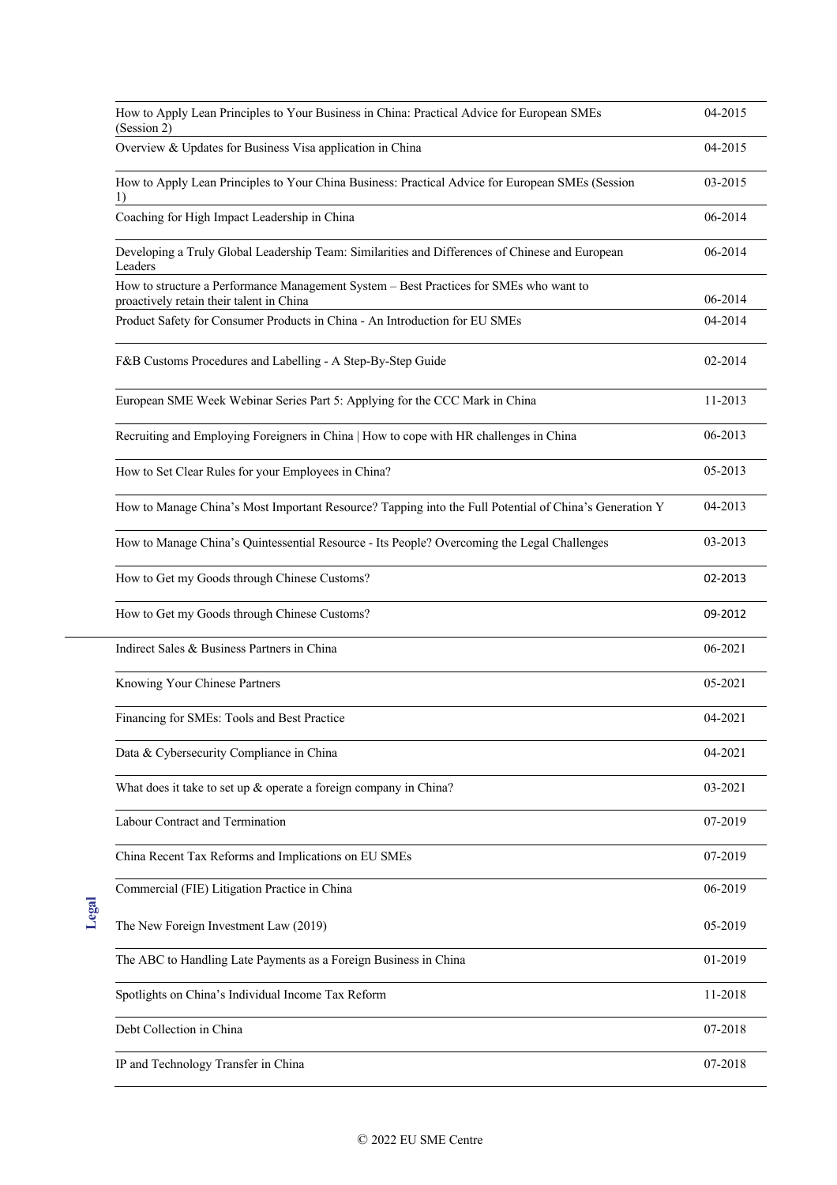| | | |
|---|---|---|
| | How to Apply Lean Principles to Your Business in China: Practical Advice for European SMEs (Session 2) | 04-2015 |
| | Overview & Updates for Business Visa application in China | 04-2015 |
| | How to Apply Lean Principles to Your China Business: Practical Advice for European SMEs (Session 1) | 03-2015 |
| | Coaching for High Impact Leadership in China | 06-2014 |
| | Developing a Truly Global Leadership Team: Similarities and Differences of Chinese and European Leaders | 06-2014 |
| | How to structure a Performance Management System – Best Practices for SMEs who want to proactively retain their talent in China | 06-2014 |
| | Product Safety for Consumer Products in China - An Introduction for EU SMEs | 04-2014 |
| | F&B Customs Procedures and Labelling - A Step-By-Step Guide | 02-2014 |
| | European SME Week Webinar Series Part 5: Applying for the CCC Mark in China | 11-2013 |
| | Recruiting and Employing Foreigners in China \| How to cope with HR challenges in China | 06-2013 |
| | How to Set Clear Rules for your Employees in China? | 05-2013 |
| | How to Manage China's Most Important Resource? Tapping into the Full Potential of China's Generation Y | 04-2013 |
| | How to Manage China's Quintessential Resource - Its People? Overcoming the Legal Challenges | 03-2013 |
| | How to Get my Goods through Chinese Customs? | 02-2013 |
| | How to Get my Goods through Chinese Customs? | 09-2012 |
| **Legal** | Indirect Sales & Business Partners in China | 06-2021 |
| | Knowing Your Chinese Partners | 05-2021 |
| | Financing for SMEs: Tools and Best Practice | 04-2021 |
| | Data & Cybersecurity Compliance in China | 04-2021 |
| | What does it take to set up & operate a foreign company in China? | 03-2021 |
| | Labour Contract and Termination | 07-2019 |
| | China Recent Tax Reforms and Implications on EU SMEs | 07-2019 |
| | Commercial (FIE) Litigation Practice in China | 06-2019 |
| | The New Foreign Investment Law (2019) | 05-2019 |
| | The ABC to Handling Late Payments as a Foreign Business in China | 01-2019 |
| | Spotlights on China's Individual Income Tax Reform | 11-2018 |
| | Debt Collection in China | 07-2018 |
| | IP and Technology Transfer in China | 07-2018 |

© 2022 EU SME Centre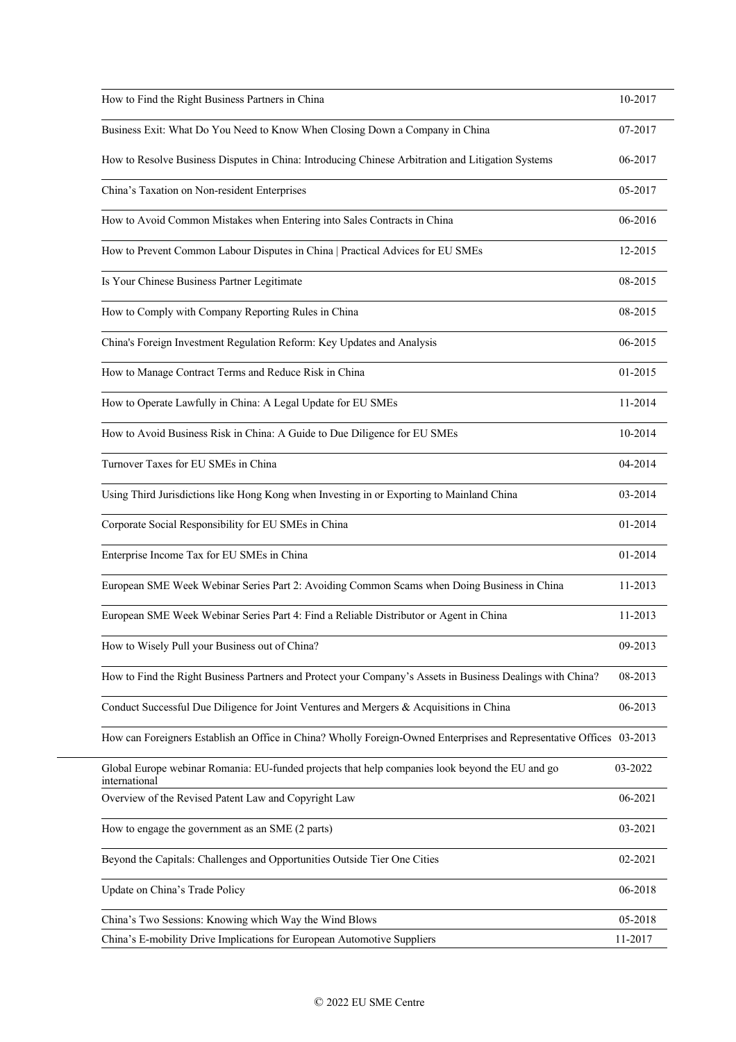| | |
|---|---|
| How to Find the Right Business Partners in China | 10-2017 |
| Business Exit: What Do You Need to Know When Closing Down a Company in China | 07-2017 |
| How to Resolve Business Disputes in China: Introducing Chinese Arbitration and Litigation Systems | 06-2017 |
| China's Taxation on Non-resident Enterprises | 05-2017 |
| How to Avoid Common Mistakes when Entering into Sales Contracts in China | 06-2016 |
| How to Prevent Common Labour Disputes in China \| Practical Advices for EU SMEs | 12-2015 |
| Is Your Chinese Business Partner Legitimate | 08-2015 |
| How to Comply with Company Reporting Rules in China | 08-2015 |
| China's Foreign Investment Regulation Reform: Key Updates and Analysis | 06-2015 |
| How to Manage Contract Terms and Reduce Risk in China | 01-2015 |
| How to Operate Lawfully in China: A Legal Update for EU SMEs | 11-2014 |
| How to Avoid Business Risk in China: A Guide to Due Diligence for EU SMEs | 10-2014 |
| Turnover Taxes for EU SMEs in China | 04-2014 |
| Using Third Jurisdictions like Hong Kong when Investing in or Exporting to Mainland China | 03-2014 |
| Corporate Social Responsibility for EU SMEs in China | 01-2014 |
| Enterprise Income Tax for EU SMEs in China | 01-2014 |
| European SME Week Webinar Series Part 2: Avoiding Common Scams when Doing Business in China | 11-2013 |
| European SME Week Webinar Series Part 4: Find a Reliable Distributor or Agent in China | 11-2013 |
| How to Wisely Pull your Business out of China? | 09-2013 |
| How to Find the Right Business Partners and Protect your Company's Assets in Business Dealings with China? | 08-2013 |
| Conduct Successful Due Diligence for Joint Ventures and Mergers & Acquisitions in China | 06-2013 |
| How can Foreigners Establish an Office in China? Wholly Foreign-Owned Enterprises and Representative Offices | 03-2013 |

| | |
|---|---|
| Global Europe webinar Romania: EU-funded projects that help companies look beyond the EU and go international | 03-2022 |
| Overview of the Revised Patent Law and Copyright Law | 06-2021 |
| How to engage the government as an SME (2 parts) | 03-2021 |
| Beyond the Capitals: Challenges and Opportunities Outside Tier One Cities | 02-2021 |
| Update on China's Trade Policy | 06-2018 |
| China's Two Sessions: Knowing which Way the Wind Blows | 05-2018 |
| China's E-mobility Drive Implications for European Automotive Suppliers | 11-2017 |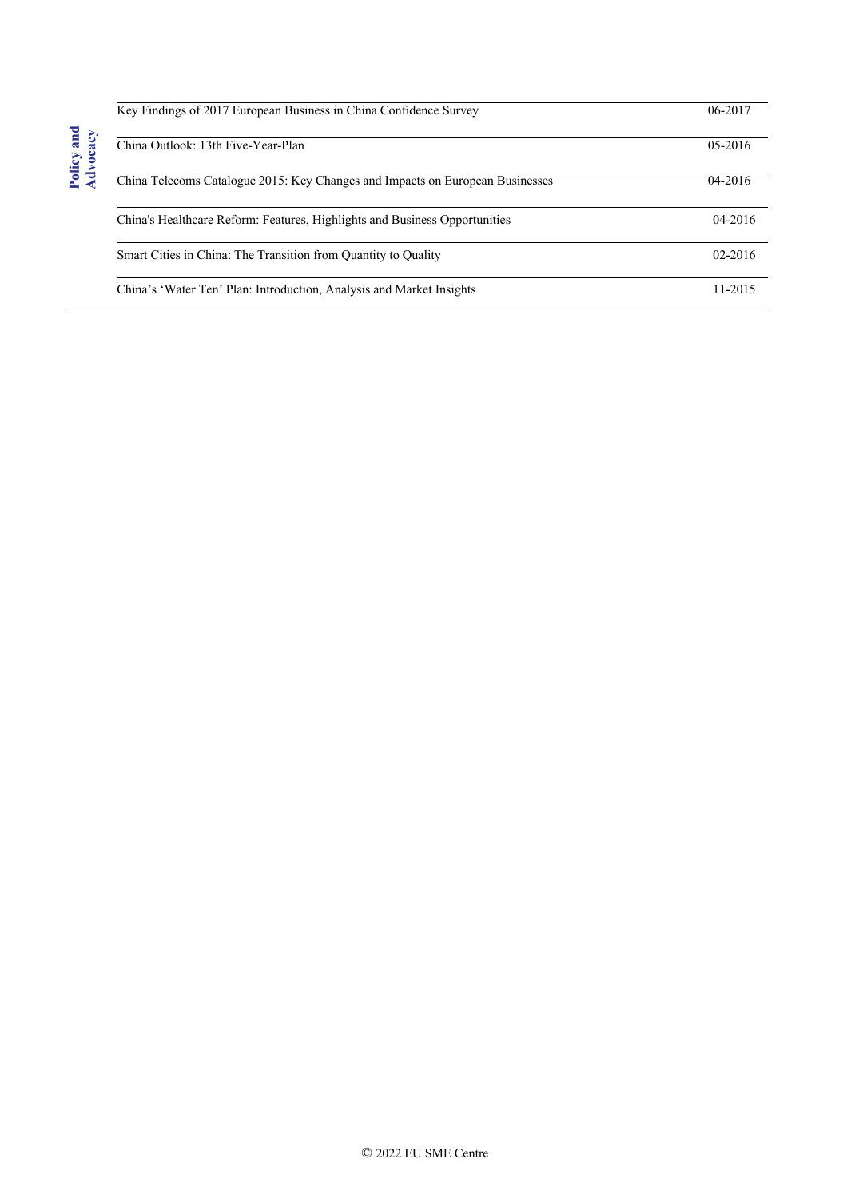| Policy and Advocacy | | |
| --- | --- | --- |
| | Key Findings of 2017 European Business in China Confidence Survey | 06-2017 |
| | China Outlook: 13th Five-Year-Plan | 05-2016 |
| | China Telecoms Catalogue 2015: Key Changes and Impacts on European Businesses | 04-2016 |
| | China's Healthcare Reform: Features, Highlights and Business Opportunities | 04-2016 |
| | Smart Cities in China: The Transition from Quantity to Quality | 02-2016 |
| | China's 'Water Ten' Plan: Introduction, Analysis and Market Insights | 11-2015 |

© 2022 EU SME Centre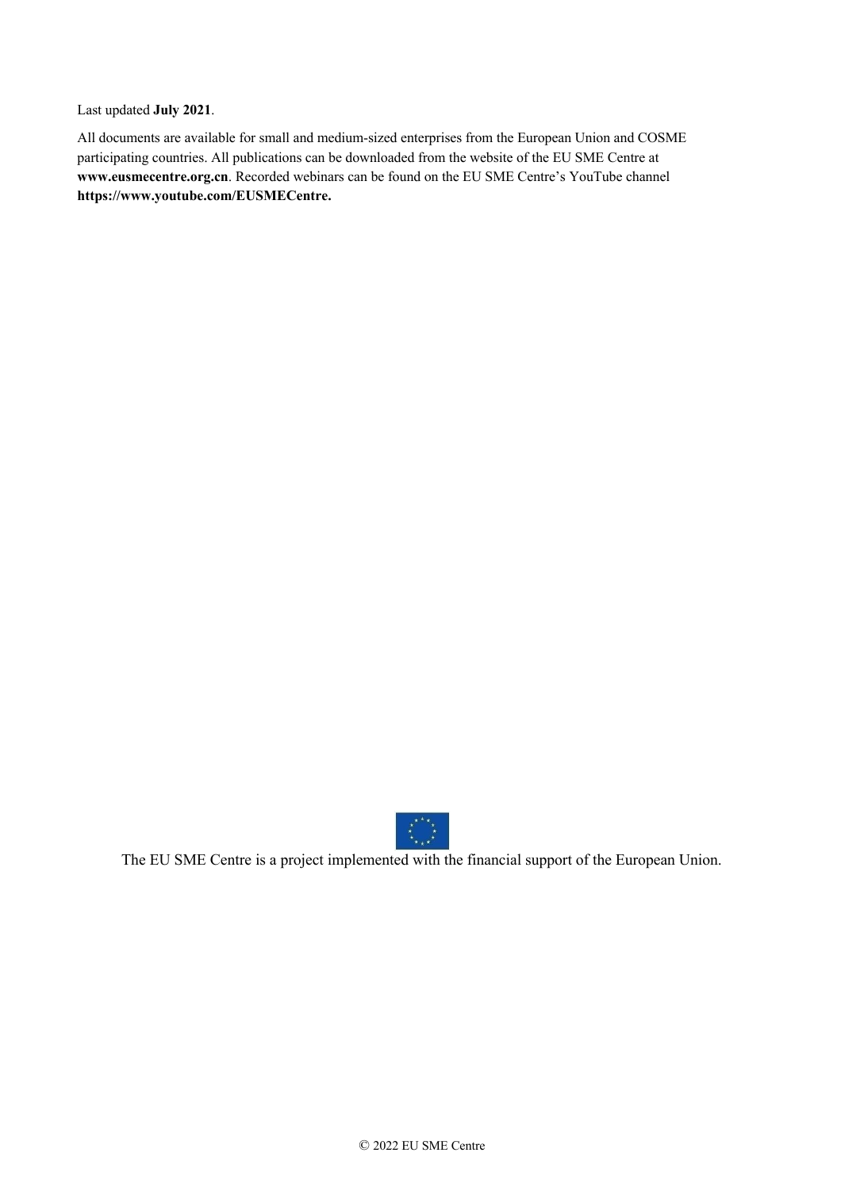Last updated **July 2021**.

All documents are available for small and medium-sized enterprises from the European Union and COSME participating countries. All publications can be downloaded from the website of the EU SME Centre at **www.eusmecentre.org.cn**. Recorded webinars can be found on the EU SME Centre's YouTube channel **https://www.youtube.com/EUSMECentre.**

The EU SME Centre is a project implemented with the financial support of the European Union.

© 2022 EU SME Centre